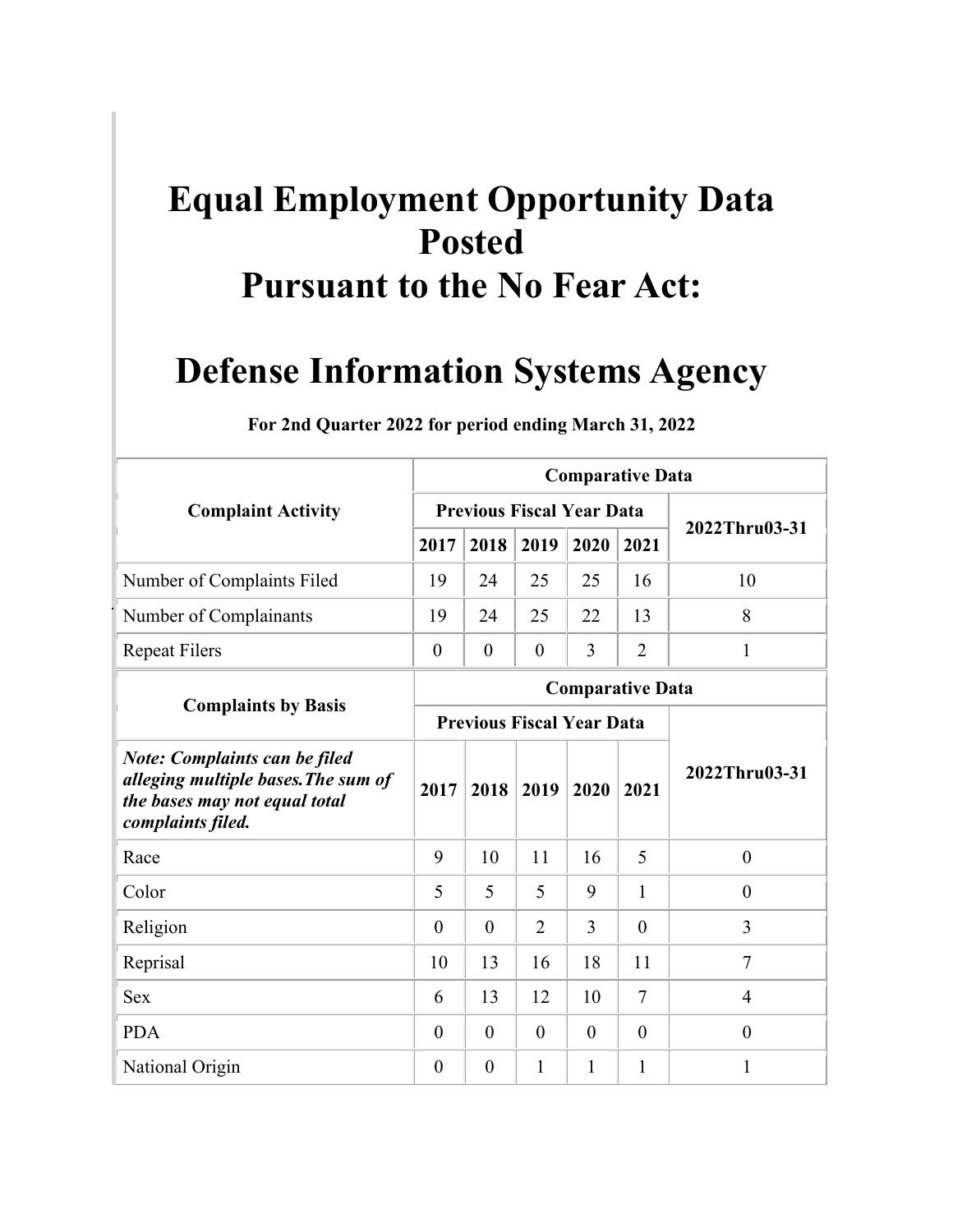# Equal Employment Opportunity Data Posted Pursuant to the No Fear Act:

# Defense Information Systems Agency

**For 2nd Quarter 2022 for period ending March 31, 2022**

| Complaint Activity | Comparative Data | | | | | |
|---|---|---|---|---|---|---|
| | Previous Fiscal Year Data | | | | | 2022Thru03-31 |
| | 2017 | 2018 | 2019 | 2020 | 2021 | |
| Number of Complaints Filed | 19 | 24 | 25 | 25 | 16 | 10 |
| Number of Complainants | 19 | 24 | 25 | 22 | 13 | 8 |
| Repeat Filers | 0 | 0 | 0 | 3 | 2 | 1 |

| Complaints by Basis | Comparative Data | | | | | |
|---|---|---|---|---|---|---|
| | Previous Fiscal Year Data | | | | | 2022Thru03-31 |
| ***Note: Complaints can be filed alleging multiple bases.The sum of the bases may not equal total complaints filed.*** | 2017 | 2018 | 2019 | 2020 | 2021 | |
| Race | 9 | 10 | 11 | 16 | 5 | 0 |
| Color | 5 | 5 | 5 | 9 | 1 | 0 |
| Religion | 0 | 0 | 2 | 3 | 0 | 3 |
| Reprisal | 10 | 13 | 16 | 18 | 11 | 7 |
| Sex | 6 | 13 | 12 | 10 | 7 | 4 |
| PDA | 0 | 0 | 0 | 0 | 0 | 0 |
| National Origin | 0 | 0 | 1 | 1 | 1 | 1 |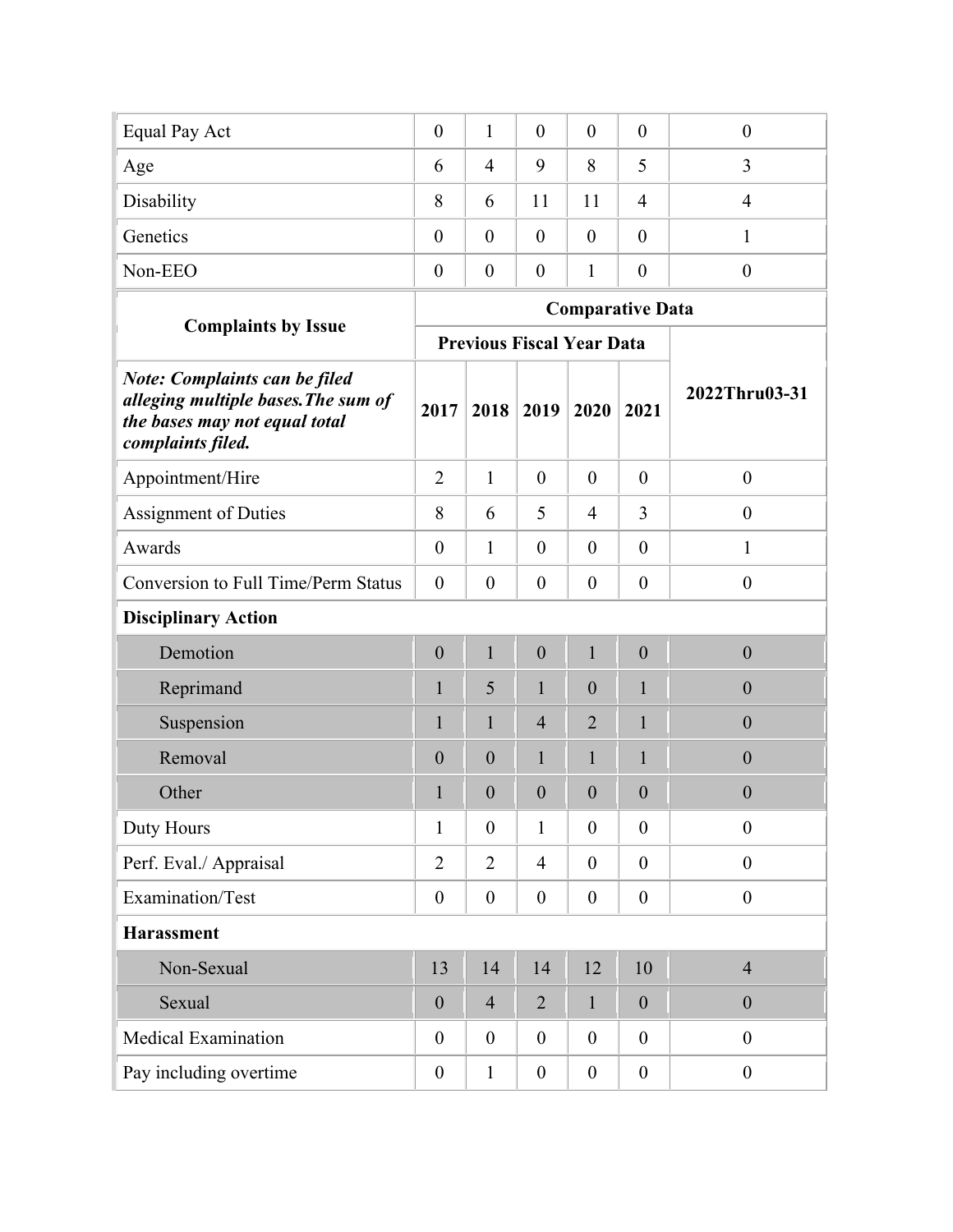| Equal Pay Act | 0 | 1 | 0 | 0 | 0 | 0 |
|---|---|---|---|---|---|---|
| Age | 6 | 4 | 9 | 8 | 5 | 3 |
| Disability | 8 | 6 | 11 | 11 | 4 | 4 |
| Genetics | 0 | 0 | 0 | 0 | 0 | 1 |
| Non-EEO | 0 | 0 | 0 | 1 | 0 | 0 |

| **Complaints by Issue** | **Comparative Data** | | | | | |
|---|---|---|---|---|---|---|
| | **Previous Fiscal Year Data** | | | | | **2022Thru03-31** |
| ***Note: Complaints can be filed alleging multiple bases.The sum of the bases may not equal total complaints filed.*** | **2017** | **2018** | **2019** | **2020** | **2021** | |
| Appointment/Hire | 2 | 1 | 0 | 0 | 0 | 0 |
| Assignment of Duties | 8 | 6 | 5 | 4 | 3 | 0 |
| Awards | 0 | 1 | 0 | 0 | 0 | 1 |
| Conversion to Full Time/Perm Status | 0 | 0 | 0 | 0 | 0 | 0 |
| **Disciplinary Action** | | | | | | |
| Demotion | 0 | 1 | 0 | 1 | 0 | 0 |
| Reprimand | 1 | 5 | 1 | 0 | 1 | 0 |
| Suspension | 1 | 1 | 4 | 2 | 1 | 0 |
| Removal | 0 | 0 | 1 | 1 | 1 | 0 |
| Other | 1 | 0 | 0 | 0 | 0 | 0 |
| Duty Hours | 1 | 0 | 1 | 0 | 0 | 0 |
| Perf. Eval./ Appraisal | 2 | 2 | 4 | 0 | 0 | 0 |
| Examination/Test | 0 | 0 | 0 | 0 | 0 | 0 |
| **Harassment** | | | | | | |
| Non-Sexual | 13 | 14 | 14 | 12 | 10 | 4 |
| Sexual | 0 | 4 | 2 | 1 | 0 | 0 |
| Medical Examination | 0 | 0 | 0 | 0 | 0 | 0 |
| Pay including overtime | 0 | 1 | 0 | 0 | 0 | 0 |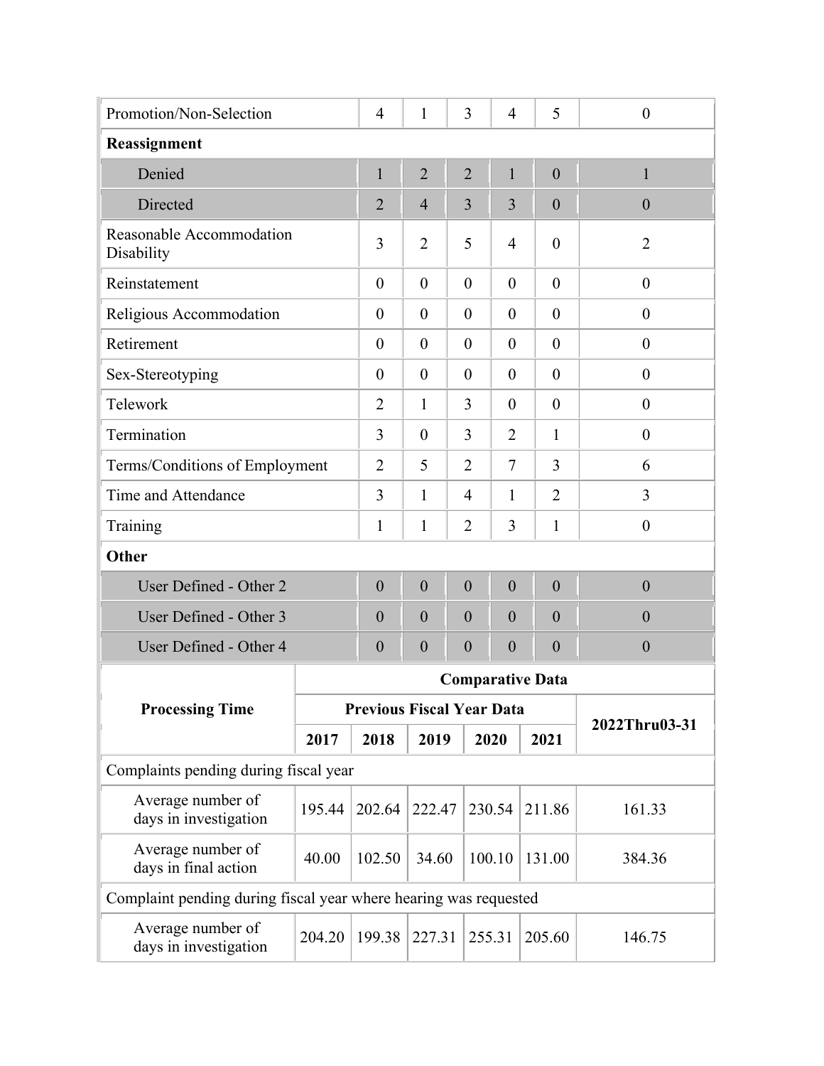| | | | | | | |
|---|---|---|---|---|---|---|
| Promotion/Non-Selection | 4 | 1 | 3 | 4 | 5 | 0 |
| **Reassignment** | | | | | | |
| Denied | 1 | 2 | 2 | 1 | 0 | 1 |
| Directed | 2 | 4 | 3 | 3 | 0 | 0 |
| Reasonable Accommodation Disability | 3 | 2 | 5 | 4 | 0 | 2 |
| Reinstatement | 0 | 0 | 0 | 0 | 0 | 0 |
| Religious Accommodation | 0 | 0 | 0 | 0 | 0 | 0 |
| Retirement | 0 | 0 | 0 | 0 | 0 | 0 |
| Sex-Stereotyping | 0 | 0 | 0 | 0 | 0 | 0 |
| Telework | 2 | 1 | 3 | 0 | 0 | 0 |
| Termination | 3 | 0 | 3 | 2 | 1 | 0 |
| Terms/Conditions of Employment | 2 | 5 | 2 | 7 | 3 | 6 |
| Time and Attendance | 3 | 1 | 4 | 1 | 2 | 3 |
| Training | 1 | 1 | 2 | 3 | 1 | 0 |
| **Other** | | | | | | |
| User Defined - Other 2 | 0 | 0 | 0 | 0 | 0 | 0 |
| User Defined - Other 3 | 0 | 0 | 0 | 0 | 0 | 0 |
| User Defined - Other 4 | 0 | 0 | 0 | 0 | 0 | 0 |

| **Processing Time** | **Comparative Data** | | | | | |
|---|---|---|---|---|---|---|
| | **Previous Fiscal Year Data** | | | | | **2022Thru03-31** |
| | **2017** | **2018** | **2019** | **2020** | **2021** | |
| Complaints pending during fiscal year | | | | | | |
| Average number of days in investigation | 195.44 | 202.64 | 222.47 | 230.54 | 211.86 | 161.33 |
| Average number of days in final action | 40.00 | 102.50 | 34.60 | 100.10 | 131.00 | 384.36 |
| Complaint pending during fiscal year where hearing was requested | | | | | | |
| Average number of days in investigation | 204.20 | 199.38 | 227.31 | 255.31 | 205.60 | 146.75 |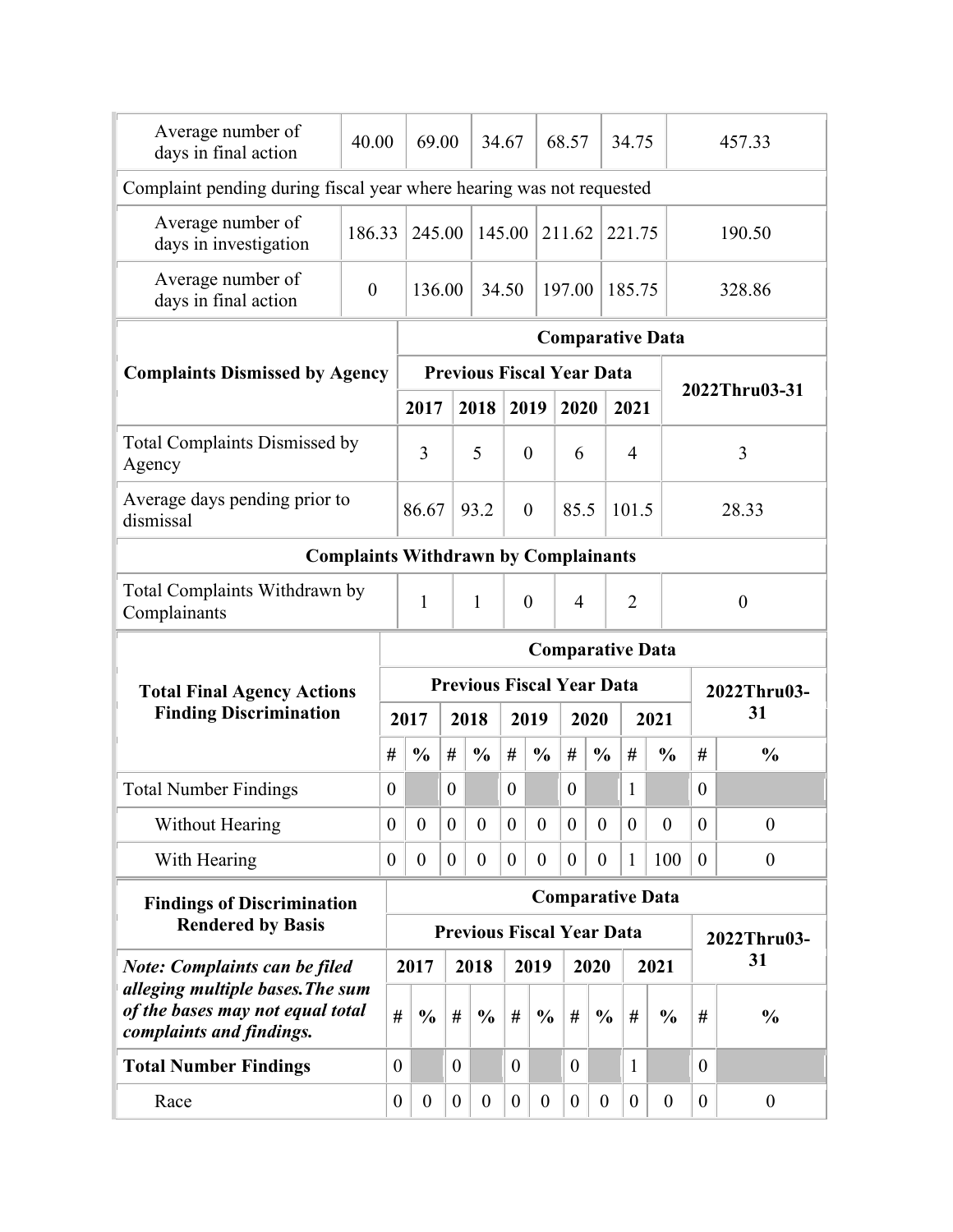| | | | | | | |
|---|---|---|---|---|---|---|
| Average number of days in final action | 40.00 | 69.00 | 34.67 | 68.57 | 34.75 | 457.33 |
| Complaint pending during fiscal year where hearing was not requested | | | | | | |
| Average number of days in investigation | 186.33 | 245.00 | 145.00 | 211.62 | 221.75 | 190.50 |
| Average number of days in final action | 0 | 136.00 | 34.50 | 197.00 | 185.75 | 328.86 |

| Complaints Dismissed by Agency | Comparative Data | | | | | |
|---|---|---|---|---|---|---|
| | Previous Fiscal Year Data | | | | | 2022Thru03-31 |
| | 2017 | 2018 | 2019 | 2020 | 2021 | |
| Total Complaints Dismissed by Agency | 3 | 5 | 0 | 6 | 4 | 3 |
| Average days pending prior to dismissal | 86.67 | 93.2 | 0 | 85.5 | 101.5 | 28.33 |
| **Complaints Withdrawn by Complainants** | | | | | | |
| Total Complaints Withdrawn by Complainants | 1 | 1 | 0 | 4 | 2 | 0 |

| Total Final Agency Actions Finding Discrimination | Comparative Data | | | | | | | | | | | |
|---|---|---|---|---|---|---|---|---|---|---|---|---|
| | Previous Fiscal Year Data | | | | | | | | | | 2022Thru03-31 | |
| | 2017 | | 2018 | | 2019 | | 2020 | | 2021 | | | |
| | # | % | # | % | # | % | # | % | # | % | # | % |
| Total Number Findings | 0 | | 0 | | 0 | | 0 | | 1 | | 0 | |
| Without Hearing | 0 | 0 | 0 | 0 | 0 | 0 | 0 | 0 | 0 | 0 | 0 | 0 |
| With Hearing | 0 | 0 | 0 | 0 | 0 | 0 | 0 | 0 | 1 | 100 | 0 | 0 |

| Findings of Discrimination Rendered by Basis | Comparative Data | | | | | | | | | | | |
|---|---|---|---|---|---|---|---|---|---|---|---|---|
| | Previous Fiscal Year Data | | | | | | | | | | 2022Thru03-31 | |
| *Note: Complaints can be filed alleging multiple bases.The sum of the bases may not equal total complaints and findings.* | 2017 | | 2018 | | 2019 | | 2020 | | 2021 | | | |
| | # | % | # | % | # | % | # | % | # | % | # | % |
| **Total Number Findings** | 0 | | 0 | | 0 | | 0 | | 1 | | 0 | |
| Race | 0 | 0 | 0 | 0 | 0 | 0 | 0 | 0 | 0 | 0 | 0 | 0 |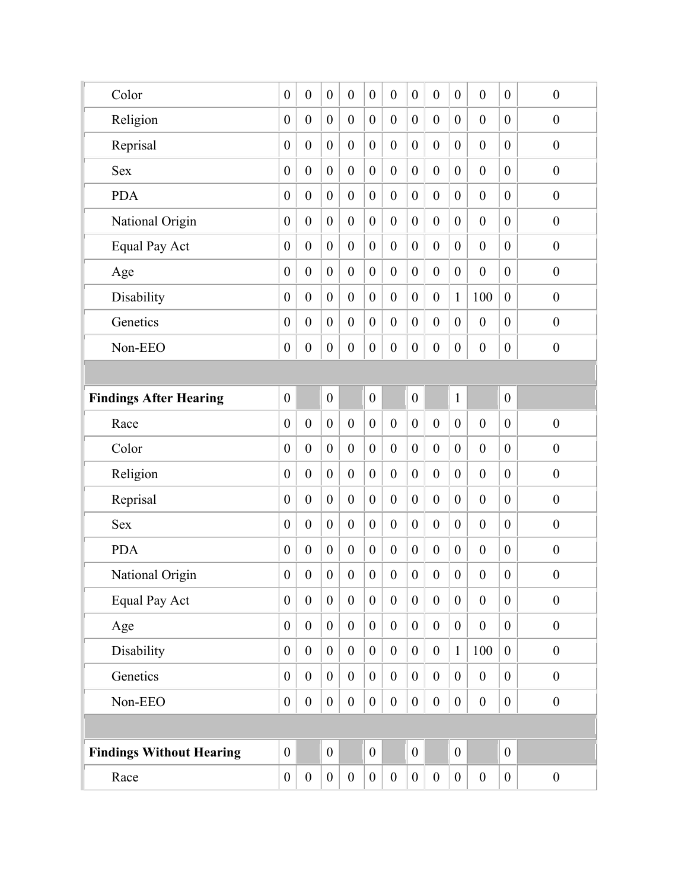| | | | | | | | | | | | | |
|---|---|---|---|---|---|---|---|---|---|---|---|---|
| Color | 0 | 0 | 0 | 0 | 0 | 0 | 0 | 0 | 0 | 0 | 0 | 0 |
| Religion | 0 | 0 | 0 | 0 | 0 | 0 | 0 | 0 | 0 | 0 | 0 | 0 |
| Reprisal | 0 | 0 | 0 | 0 | 0 | 0 | 0 | 0 | 0 | 0 | 0 | 0 |
| Sex | 0 | 0 | 0 | 0 | 0 | 0 | 0 | 0 | 0 | 0 | 0 | 0 |
| PDA | 0 | 0 | 0 | 0 | 0 | 0 | 0 | 0 | 0 | 0 | 0 | 0 |
| National Origin | 0 | 0 | 0 | 0 | 0 | 0 | 0 | 0 | 0 | 0 | 0 | 0 |
| Equal Pay Act | 0 | 0 | 0 | 0 | 0 | 0 | 0 | 0 | 0 | 0 | 0 | 0 |
| Age | 0 | 0 | 0 | 0 | 0 | 0 | 0 | 0 | 0 | 0 | 0 | 0 |
| Disability | 0 | 0 | 0 | 0 | 0 | 0 | 0 | 0 | 1 | 100 | 0 | 0 |
| Genetics | 0 | 0 | 0 | 0 | 0 | 0 | 0 | 0 | 0 | 0 | 0 | 0 |
| Non-EEO | 0 | 0 | 0 | 0 | 0 | 0 | 0 | 0 | 0 | 0 | 0 | 0 |
| | | | | | | | | | | | | |
| **Findings After Hearing** | 0 | | 0 | | 0 | | 0 | | 1 | | 0 | |
| Race | 0 | 0 | 0 | 0 | 0 | 0 | 0 | 0 | 0 | 0 | 0 | 0 |
| Color | 0 | 0 | 0 | 0 | 0 | 0 | 0 | 0 | 0 | 0 | 0 | 0 |
| Religion | 0 | 0 | 0 | 0 | 0 | 0 | 0 | 0 | 0 | 0 | 0 | 0 |
| Reprisal | 0 | 0 | 0 | 0 | 0 | 0 | 0 | 0 | 0 | 0 | 0 | 0 |
| Sex | 0 | 0 | 0 | 0 | 0 | 0 | 0 | 0 | 0 | 0 | 0 | 0 |
| PDA | 0 | 0 | 0 | 0 | 0 | 0 | 0 | 0 | 0 | 0 | 0 | 0 |
| National Origin | 0 | 0 | 0 | 0 | 0 | 0 | 0 | 0 | 0 | 0 | 0 | 0 |
| Equal Pay Act | 0 | 0 | 0 | 0 | 0 | 0 | 0 | 0 | 0 | 0 | 0 | 0 |
| Age | 0 | 0 | 0 | 0 | 0 | 0 | 0 | 0 | 0 | 0 | 0 | 0 |
| Disability | 0 | 0 | 0 | 0 | 0 | 0 | 0 | 0 | 1 | 100 | 0 | 0 |
| Genetics | 0 | 0 | 0 | 0 | 0 | 0 | 0 | 0 | 0 | 0 | 0 | 0 |
| Non-EEO | 0 | 0 | 0 | 0 | 0 | 0 | 0 | 0 | 0 | 0 | 0 | 0 |
| | | | | | | | | | | | | |
| **Findings Without Hearing** | 0 | | 0 | | 0 | | 0 | | 0 | | 0 | |
| Race | 0 | 0 | 0 | 0 | 0 | 0 | 0 | 0 | 0 | 0 | 0 | 0 |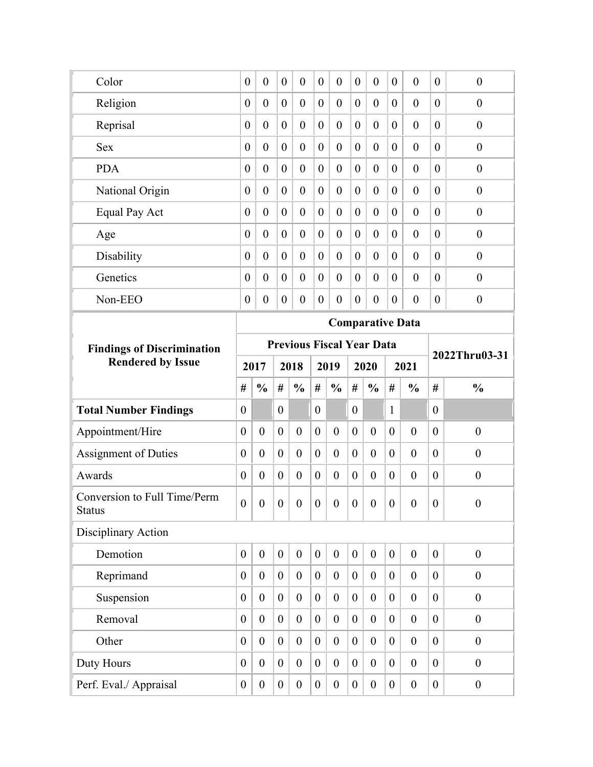| | | | | | | | | | | | | |
|---|---|---|---|---|---|---|---|---|---|---|---|---|
| Color | 0 | 0 | 0 | 0 | 0 | 0 | 0 | 0 | 0 | 0 | 0 | 0 |
| Religion | 0 | 0 | 0 | 0 | 0 | 0 | 0 | 0 | 0 | 0 | 0 | 0 |
| Reprisal | 0 | 0 | 0 | 0 | 0 | 0 | 0 | 0 | 0 | 0 | 0 | 0 |
| Sex | 0 | 0 | 0 | 0 | 0 | 0 | 0 | 0 | 0 | 0 | 0 | 0 |
| PDA | 0 | 0 | 0 | 0 | 0 | 0 | 0 | 0 | 0 | 0 | 0 | 0 |
| National Origin | 0 | 0 | 0 | 0 | 0 | 0 | 0 | 0 | 0 | 0 | 0 | 0 |
| Equal Pay Act | 0 | 0 | 0 | 0 | 0 | 0 | 0 | 0 | 0 | 0 | 0 | 0 |
| Age | 0 | 0 | 0 | 0 | 0 | 0 | 0 | 0 | 0 | 0 | 0 | 0 |
| Disability | 0 | 0 | 0 | 0 | 0 | 0 | 0 | 0 | 0 | 0 | 0 | 0 |
| Genetics | 0 | 0 | 0 | 0 | 0 | 0 | 0 | 0 | 0 | 0 | 0 | 0 |
| Non-EEO | 0 | 0 | 0 | 0 | 0 | 0 | 0 | 0 | 0 | 0 | 0 | 0 |

| **Findings of Discrimination Rendered by Issue** | **Comparative Data** | | | | | | | | | | | |
|---|---|---|---|---|---|---|---|---|---|---|---|---|
| | **Previous Fiscal Year Data** | | | | | | | | | | **2022Thru03-31** | |
| | **2017** | | **2018** | | **2019** | | **2020** | | **2021** | | | |
| | **#** | **%** | **#** | **%** | **#** | **%** | **#** | **%** | **#** | **%** | **#** | **%** |
| **Total Number Findings** | 0 | | 0 | | 0 | | 0 | | 1 | | 0 | |
| Appointment/Hire | 0 | 0 | 0 | 0 | 0 | 0 | 0 | 0 | 0 | 0 | 0 | 0 |
| Assignment of Duties | 0 | 0 | 0 | 0 | 0 | 0 | 0 | 0 | 0 | 0 | 0 | 0 |
| Awards | 0 | 0 | 0 | 0 | 0 | 0 | 0 | 0 | 0 | 0 | 0 | 0 |
| Conversion to Full Time/Perm Status | 0 | 0 | 0 | 0 | 0 | 0 | 0 | 0 | 0 | 0 | 0 | 0 |
| Disciplinary Action | | | | | | | | | | | | |
| Demotion | 0 | 0 | 0 | 0 | 0 | 0 | 0 | 0 | 0 | 0 | 0 | 0 |
| Reprimand | 0 | 0 | 0 | 0 | 0 | 0 | 0 | 0 | 0 | 0 | 0 | 0 |
| Suspension | 0 | 0 | 0 | 0 | 0 | 0 | 0 | 0 | 0 | 0 | 0 | 0 |
| Removal | 0 | 0 | 0 | 0 | 0 | 0 | 0 | 0 | 0 | 0 | 0 | 0 |
| Other | 0 | 0 | 0 | 0 | 0 | 0 | 0 | 0 | 0 | 0 | 0 | 0 |
| Duty Hours | 0 | 0 | 0 | 0 | 0 | 0 | 0 | 0 | 0 | 0 | 0 | 0 |
| Perf. Eval./ Appraisal | 0 | 0 | 0 | 0 | 0 | 0 | 0 | 0 | 0 | 0 | 0 | 0 |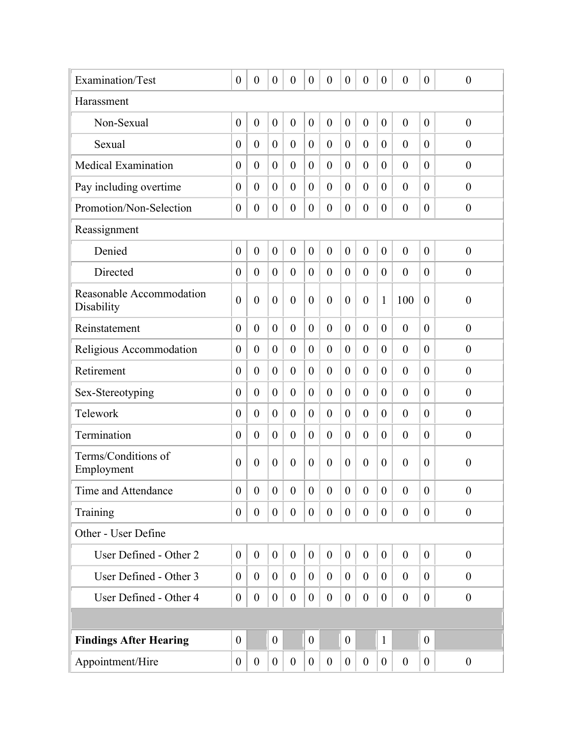| | | | | | | | | | | | | |
|---|---|---|---|---|---|---|---|---|---|---|---|---|
| Examination/Test | 0 | 0 | 0 | 0 | 0 | 0 | 0 | 0 | 0 | 0 | 0 | 0 |
| Harassment | | | | | | | | | | | | |
| Non-Sexual | 0 | 0 | 0 | 0 | 0 | 0 | 0 | 0 | 0 | 0 | 0 | 0 |
| Sexual | 0 | 0 | 0 | 0 | 0 | 0 | 0 | 0 | 0 | 0 | 0 | 0 |
| Medical Examination | 0 | 0 | 0 | 0 | 0 | 0 | 0 | 0 | 0 | 0 | 0 | 0 |
| Pay including overtime | 0 | 0 | 0 | 0 | 0 | 0 | 0 | 0 | 0 | 0 | 0 | 0 |
| Promotion/Non-Selection | 0 | 0 | 0 | 0 | 0 | 0 | 0 | 0 | 0 | 0 | 0 | 0 |
| Reassignment | | | | | | | | | | | | |
| Denied | 0 | 0 | 0 | 0 | 0 | 0 | 0 | 0 | 0 | 0 | 0 | 0 |
| Directed | 0 | 0 | 0 | 0 | 0 | 0 | 0 | 0 | 0 | 0 | 0 | 0 |
| Reasonable Accommodation Disability | 0 | 0 | 0 | 0 | 0 | 0 | 0 | 0 | 1 | 100 | 0 | 0 |
| Reinstatement | 0 | 0 | 0 | 0 | 0 | 0 | 0 | 0 | 0 | 0 | 0 | 0 |
| Religious Accommodation | 0 | 0 | 0 | 0 | 0 | 0 | 0 | 0 | 0 | 0 | 0 | 0 |
| Retirement | 0 | 0 | 0 | 0 | 0 | 0 | 0 | 0 | 0 | 0 | 0 | 0 |
| Sex-Stereotyping | 0 | 0 | 0 | 0 | 0 | 0 | 0 | 0 | 0 | 0 | 0 | 0 |
| Telework | 0 | 0 | 0 | 0 | 0 | 0 | 0 | 0 | 0 | 0 | 0 | 0 |
| Termination | 0 | 0 | 0 | 0 | 0 | 0 | 0 | 0 | 0 | 0 | 0 | 0 |
| Terms/Conditions of Employment | 0 | 0 | 0 | 0 | 0 | 0 | 0 | 0 | 0 | 0 | 0 | 0 |
| Time and Attendance | 0 | 0 | 0 | 0 | 0 | 0 | 0 | 0 | 0 | 0 | 0 | 0 |
| Training | 0 | 0 | 0 | 0 | 0 | 0 | 0 | 0 | 0 | 0 | 0 | 0 |
| Other - User Define | | | | | | | | | | | | |
| User Defined - Other 2 | 0 | 0 | 0 | 0 | 0 | 0 | 0 | 0 | 0 | 0 | 0 | 0 |
| User Defined - Other 3 | 0 | 0 | 0 | 0 | 0 | 0 | 0 | 0 | 0 | 0 | 0 | 0 |
| User Defined - Other 4 | 0 | 0 | 0 | 0 | 0 | 0 | 0 | 0 | 0 | 0 | 0 | 0 |
| | | | | | | | | | | | | |
| **Findings After Hearing** | 0 | | 0 | | 0 | | 0 | | 1 | | 0 | |
| Appointment/Hire | 0 | 0 | 0 | 0 | 0 | 0 | 0 | 0 | 0 | 0 | 0 | 0 |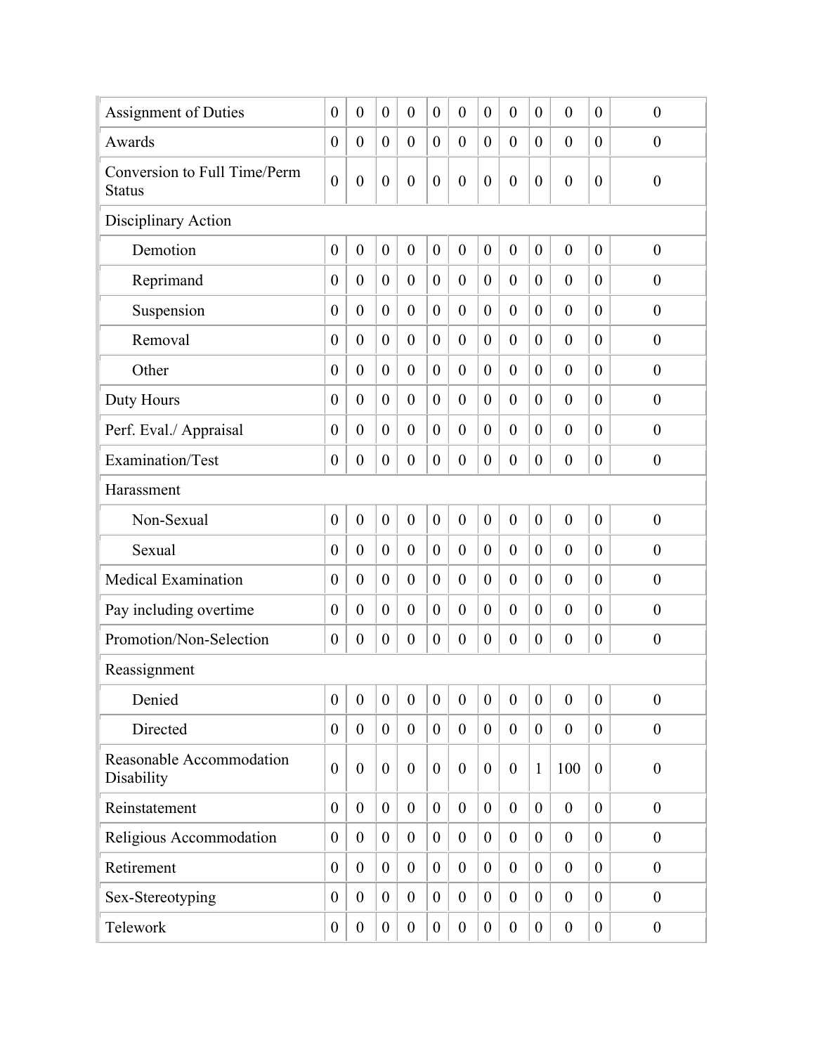| | | | | | | | | | | | | |
|---|---|---|---|---|---|---|---|---|---|---|---|---|
| Assignment of Duties | 0 | 0 | 0 | 0 | 0 | 0 | 0 | 0 | 0 | 0 | 0 | 0 |
| Awards | 0 | 0 | 0 | 0 | 0 | 0 | 0 | 0 | 0 | 0 | 0 | 0 |
| Conversion to Full Time/Perm Status | 0 | 0 | 0 | 0 | 0 | 0 | 0 | 0 | 0 | 0 | 0 | 0 |
| Disciplinary Action | | | | | | | | | | | | |
| Demotion | 0 | 0 | 0 | 0 | 0 | 0 | 0 | 0 | 0 | 0 | 0 | 0 |
| Reprimand | 0 | 0 | 0 | 0 | 0 | 0 | 0 | 0 | 0 | 0 | 0 | 0 |
| Suspension | 0 | 0 | 0 | 0 | 0 | 0 | 0 | 0 | 0 | 0 | 0 | 0 |
| Removal | 0 | 0 | 0 | 0 | 0 | 0 | 0 | 0 | 0 | 0 | 0 | 0 |
| Other | 0 | 0 | 0 | 0 | 0 | 0 | 0 | 0 | 0 | 0 | 0 | 0 |
| Duty Hours | 0 | 0 | 0 | 0 | 0 | 0 | 0 | 0 | 0 | 0 | 0 | 0 |
| Perf. Eval./ Appraisal | 0 | 0 | 0 | 0 | 0 | 0 | 0 | 0 | 0 | 0 | 0 | 0 |
| Examination/Test | 0 | 0 | 0 | 0 | 0 | 0 | 0 | 0 | 0 | 0 | 0 | 0 |
| Harassment | | | | | | | | | | | | |
| Non-Sexual | 0 | 0 | 0 | 0 | 0 | 0 | 0 | 0 | 0 | 0 | 0 | 0 |
| Sexual | 0 | 0 | 0 | 0 | 0 | 0 | 0 | 0 | 0 | 0 | 0 | 0 |
| Medical Examination | 0 | 0 | 0 | 0 | 0 | 0 | 0 | 0 | 0 | 0 | 0 | 0 |
| Pay including overtime | 0 | 0 | 0 | 0 | 0 | 0 | 0 | 0 | 0 | 0 | 0 | 0 |
| Promotion/Non-Selection | 0 | 0 | 0 | 0 | 0 | 0 | 0 | 0 | 0 | 0 | 0 | 0 |
| Reassignment | | | | | | | | | | | | |
| Denied | 0 | 0 | 0 | 0 | 0 | 0 | 0 | 0 | 0 | 0 | 0 | 0 |
| Directed | 0 | 0 | 0 | 0 | 0 | 0 | 0 | 0 | 0 | 0 | 0 | 0 |
| Reasonable Accommodation Disability | 0 | 0 | 0 | 0 | 0 | 0 | 0 | 0 | 1 | 100 | 0 | 0 |
| Reinstatement | 0 | 0 | 0 | 0 | 0 | 0 | 0 | 0 | 0 | 0 | 0 | 0 |
| Religious Accommodation | 0 | 0 | 0 | 0 | 0 | 0 | 0 | 0 | 0 | 0 | 0 | 0 |
| Retirement | 0 | 0 | 0 | 0 | 0 | 0 | 0 | 0 | 0 | 0 | 0 | 0 |
| Sex-Stereotyping | 0 | 0 | 0 | 0 | 0 | 0 | 0 | 0 | 0 | 0 | 0 | 0 |
| Telework | 0 | 0 | 0 | 0 | 0 | 0 | 0 | 0 | 0 | 0 | 0 | 0 |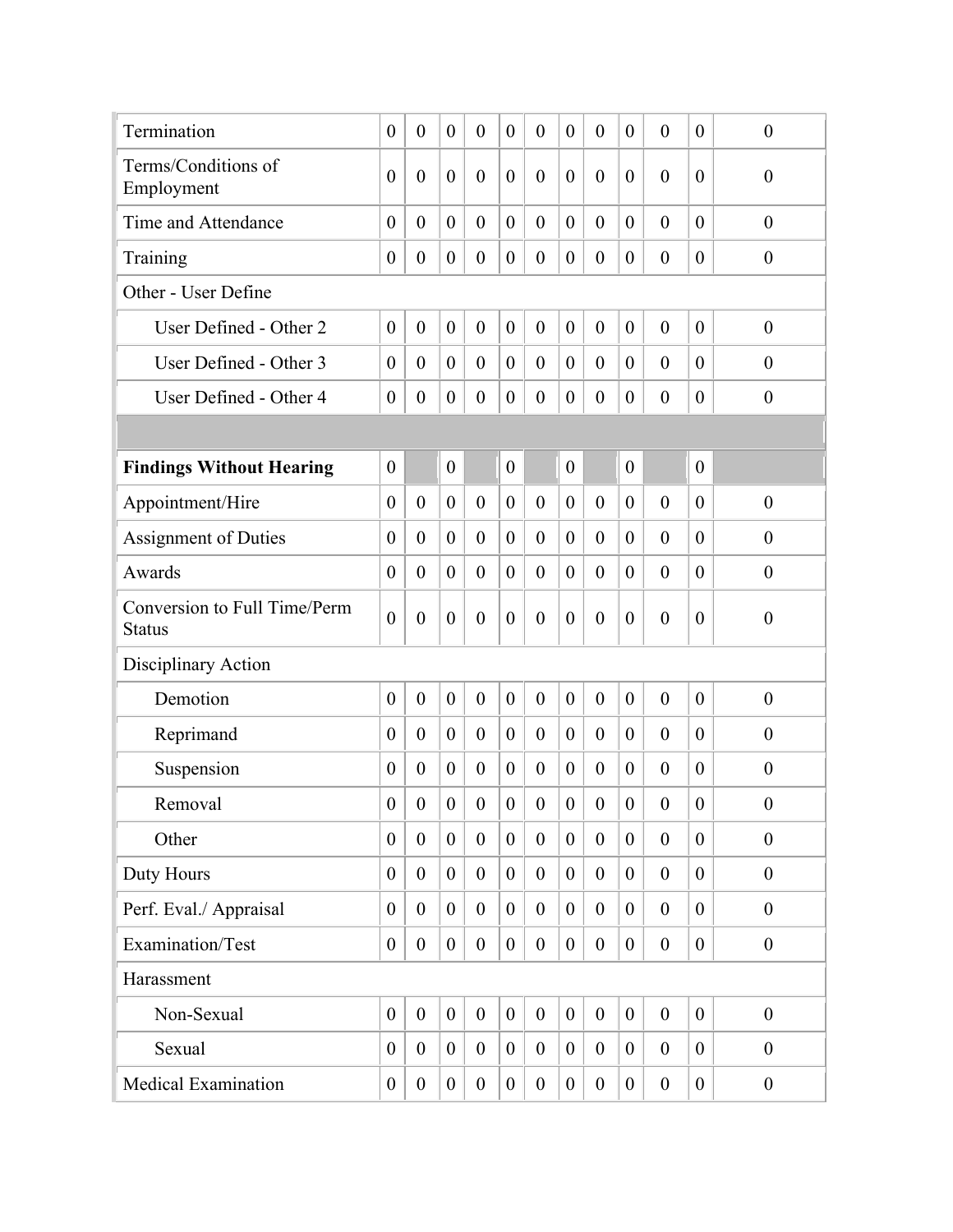| | | | | | | | | | | | | |
|---|---|---|---|---|---|---|---|---|---|---|---|---|
| Termination | 0 | 0 | 0 | 0 | 0 | 0 | 0 | 0 | 0 | 0 | 0 | 0 |
| Terms/Conditions of Employment | 0 | 0 | 0 | 0 | 0 | 0 | 0 | 0 | 0 | 0 | 0 | 0 |
| Time and Attendance | 0 | 0 | 0 | 0 | 0 | 0 | 0 | 0 | 0 | 0 | 0 | 0 |
| Training | 0 | 0 | 0 | 0 | 0 | 0 | 0 | 0 | 0 | 0 | 0 | 0 |
| Other - User Define | | | | | | | | | | | | |
| User Defined - Other 2 | 0 | 0 | 0 | 0 | 0 | 0 | 0 | 0 | 0 | 0 | 0 | 0 |
| User Defined - Other 3 | 0 | 0 | 0 | 0 | 0 | 0 | 0 | 0 | 0 | 0 | 0 | 0 |
| User Defined - Other 4 | 0 | 0 | 0 | 0 | 0 | 0 | 0 | 0 | 0 | 0 | 0 | 0 |
| | | | | | | | | | | | | |
| **Findings Without Hearing** | 0 | | 0 | | 0 | | 0 | | 0 | | 0 | |
| Appointment/Hire | 0 | 0 | 0 | 0 | 0 | 0 | 0 | 0 | 0 | 0 | 0 | 0 |
| Assignment of Duties | 0 | 0 | 0 | 0 | 0 | 0 | 0 | 0 | 0 | 0 | 0 | 0 |
| Awards | 0 | 0 | 0 | 0 | 0 | 0 | 0 | 0 | 0 | 0 | 0 | 0 |
| Conversion to Full Time/Perm Status | 0 | 0 | 0 | 0 | 0 | 0 | 0 | 0 | 0 | 0 | 0 | 0 |
| Disciplinary Action | | | | | | | | | | | | |
| Demotion | 0 | 0 | 0 | 0 | 0 | 0 | 0 | 0 | 0 | 0 | 0 | 0 |
| Reprimand | 0 | 0 | 0 | 0 | 0 | 0 | 0 | 0 | 0 | 0 | 0 | 0 |
| Suspension | 0 | 0 | 0 | 0 | 0 | 0 | 0 | 0 | 0 | 0 | 0 | 0 |
| Removal | 0 | 0 | 0 | 0 | 0 | 0 | 0 | 0 | 0 | 0 | 0 | 0 |
| Other | 0 | 0 | 0 | 0 | 0 | 0 | 0 | 0 | 0 | 0 | 0 | 0 |
| Duty Hours | 0 | 0 | 0 | 0 | 0 | 0 | 0 | 0 | 0 | 0 | 0 | 0 |
| Perf. Eval./ Appraisal | 0 | 0 | 0 | 0 | 0 | 0 | 0 | 0 | 0 | 0 | 0 | 0 |
| Examination/Test | 0 | 0 | 0 | 0 | 0 | 0 | 0 | 0 | 0 | 0 | 0 | 0 |
| Harassment | | | | | | | | | | | | |
| Non-Sexual | 0 | 0 | 0 | 0 | 0 | 0 | 0 | 0 | 0 | 0 | 0 | 0 |
| Sexual | 0 | 0 | 0 | 0 | 0 | 0 | 0 | 0 | 0 | 0 | 0 | 0 |
| Medical Examination | 0 | 0 | 0 | 0 | 0 | 0 | 0 | 0 | 0 | 0 | 0 | 0 |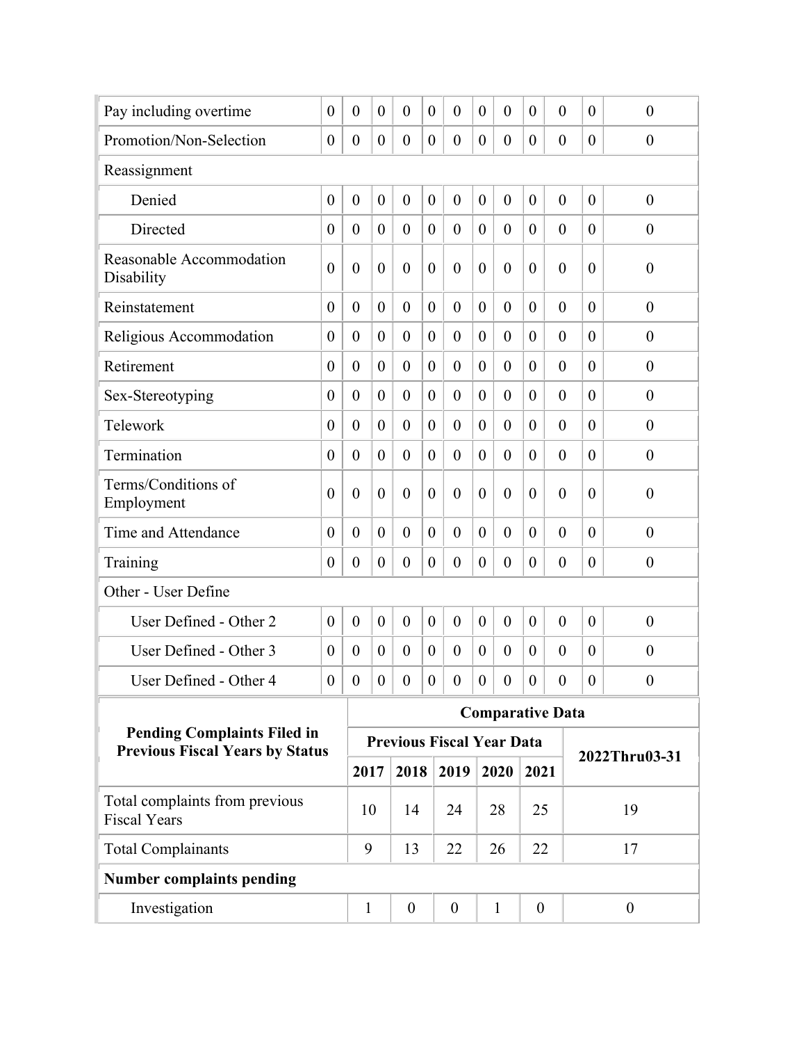| | | | | | | | | | | | | |
|---|---|---|---|---|---|---|---|---|---|---|---|---|
| Pay including overtime | 0 | 0 | 0 | 0 | 0 | 0 | 0 | 0 | 0 | 0 | 0 | 0 |
| Promotion/Non-Selection | 0 | 0 | 0 | 0 | 0 | 0 | 0 | 0 | 0 | 0 | 0 | 0 |
| Reassignment | | | | | | | | | | | | |
| Denied | 0 | 0 | 0 | 0 | 0 | 0 | 0 | 0 | 0 | 0 | 0 | 0 |
| Directed | 0 | 0 | 0 | 0 | 0 | 0 | 0 | 0 | 0 | 0 | 0 | 0 |
| Reasonable Accommodation Disability | 0 | 0 | 0 | 0 | 0 | 0 | 0 | 0 | 0 | 0 | 0 | 0 |
| Reinstatement | 0 | 0 | 0 | 0 | 0 | 0 | 0 | 0 | 0 | 0 | 0 | 0 |
| Religious Accommodation | 0 | 0 | 0 | 0 | 0 | 0 | 0 | 0 | 0 | 0 | 0 | 0 |
| Retirement | 0 | 0 | 0 | 0 | 0 | 0 | 0 | 0 | 0 | 0 | 0 | 0 |
| Sex-Stereotyping | 0 | 0 | 0 | 0 | 0 | 0 | 0 | 0 | 0 | 0 | 0 | 0 |
| Telework | 0 | 0 | 0 | 0 | 0 | 0 | 0 | 0 | 0 | 0 | 0 | 0 |
| Termination | 0 | 0 | 0 | 0 | 0 | 0 | 0 | 0 | 0 | 0 | 0 | 0 |
| Terms/Conditions of Employment | 0 | 0 | 0 | 0 | 0 | 0 | 0 | 0 | 0 | 0 | 0 | 0 |
| Time and Attendance | 0 | 0 | 0 | 0 | 0 | 0 | 0 | 0 | 0 | 0 | 0 | 0 |
| Training | 0 | 0 | 0 | 0 | 0 | 0 | 0 | 0 | 0 | 0 | 0 | 0 |
| Other - User Define | | | | | | | | | | | | |
| User Defined - Other 2 | 0 | 0 | 0 | 0 | 0 | 0 | 0 | 0 | 0 | 0 | 0 | 0 |
| User Defined - Other 3 | 0 | 0 | 0 | 0 | 0 | 0 | 0 | 0 | 0 | 0 | 0 | 0 |
| User Defined - Other 4 | 0 | 0 | 0 | 0 | 0 | 0 | 0 | 0 | 0 | 0 | 0 | 0 |

| **Pending Complaints Filed in Previous Fiscal Years by Status** | **Comparative Data** | | | | | |
|---|---|---|---|---|---|---|
| | **Previous Fiscal Year Data** | | | | | **2022Thru03-31** |
| | **2017** | **2018** | **2019** | **2020** | **2021** | |
| Total complaints from previous Fiscal Years | 10 | 14 | 24 | 28 | 25 | 19 |
| Total Complainants | 9 | 13 | 22 | 26 | 22 | 17 |
| **Number complaints pending** | | | | | | |
| Investigation | 1 | 0 | 0 | 1 | 0 | 0 |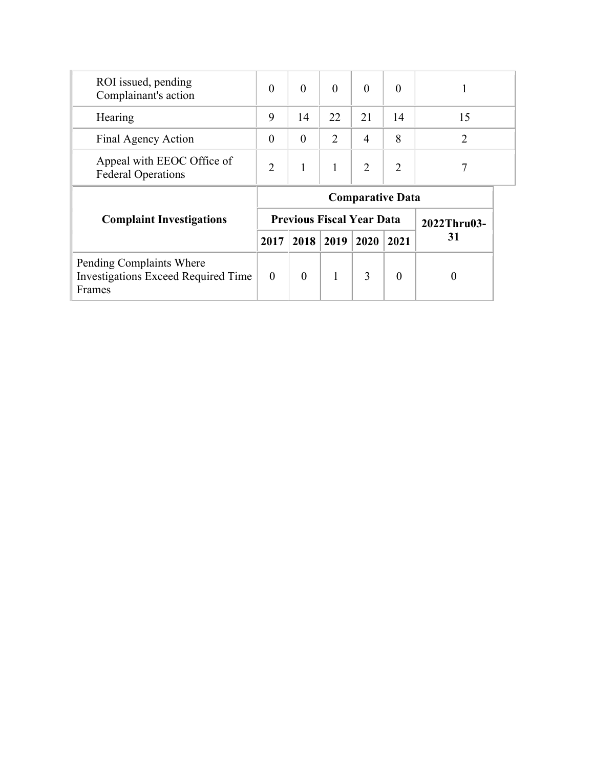| | | | | | | |
|---|---|---|---|---|---|---|
| ROI issued, pending Complainant's action | 0 | 0 | 0 | 0 | 0 | 1 |
| Hearing | 9 | 14 | 22 | 21 | 14 | 15 |
| Final Agency Action | 0 | 0 | 2 | 4 | 8 | 2 |
| Appeal with EEOC Office of Federal Operations | 2 | 1 | 1 | 2 | 2 | 7 |

| **Complaint Investigations** | **Comparative Data** | | | | | |
|---|---|---|---|---|---|---|
| | **Previous Fiscal Year Data** | | | | | **2022Thru03-31** |
| | **2017** | **2018** | **2019** | **2020** | **2021** | |
| Pending Complaints Where Investigations Exceed Required Time Frames | 0 | 0 | 1 | 3 | 0 | 0 |